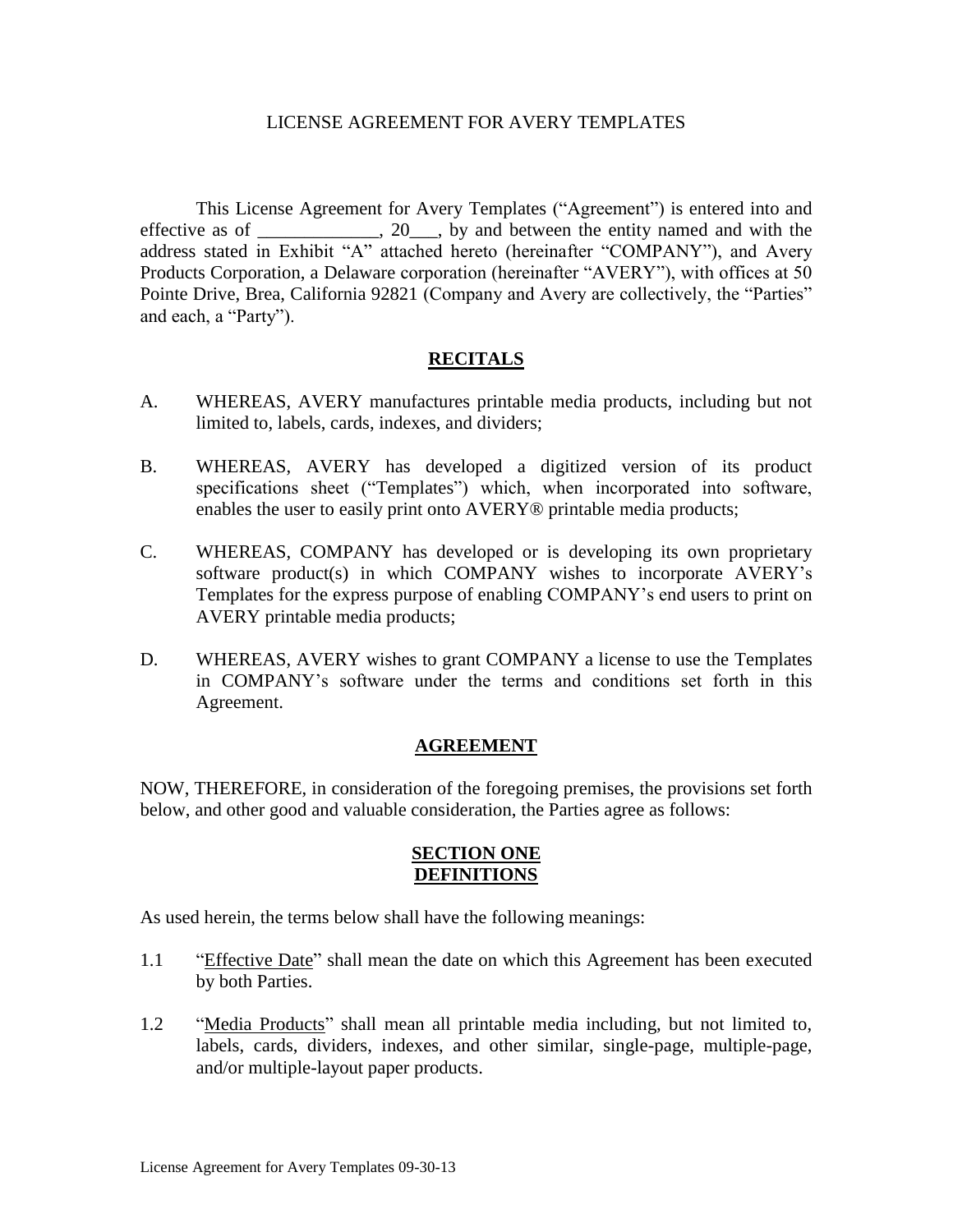# LICENSE AGREEMENT FOR AVERY TEMPLATES

This License Agreement for Avery Templates ("Agreement") is entered into and effective as of _____________, 20___, by and between the entity named and with the address stated in Exhibit "A" attached hereto (hereinafter "COMPANY"), and Avery Products Corporation, a Delaware corporation (hereinafter "AVERY"), with offices at 50 Pointe Drive, Brea, California 92821 (Company and Avery are collectively, the "Parties" and each, a "Party").

## RECITALS

A. WHEREAS, AVERY manufactures printable media products, including but not limited to, labels, cards, indexes, and dividers;

B. WHEREAS, AVERY has developed a digitized version of its product specifications sheet ("Templates") which, when incorporated into software, enables the user to easily print onto AVERY® printable media products;

C. WHEREAS, COMPANY has developed or is developing its own proprietary software product(s) in which COMPANY wishes to incorporate AVERY's Templates for the express purpose of enabling COMPANY's end users to print on AVERY printable media products;

D. WHEREAS, AVERY wishes to grant COMPANY a license to use the Templates in COMPANY's software under the terms and conditions set forth in this Agreement.

## AGREEMENT

NOW, THEREFORE, in consideration of the foregoing premises, the provisions set forth below, and other good and valuable consideration, the Parties agree as follows:

## SECTION ONE
## DEFINITIONS

As used herein, the terms below shall have the following meanings:

1.1 "Effective Date" shall mean the date on which this Agreement has been executed by both Parties.

1.2 "Media Products" shall mean all printable media including, but not limited to, labels, cards, dividers, indexes, and other similar, single-page, multiple-page, and/or multiple-layout paper products.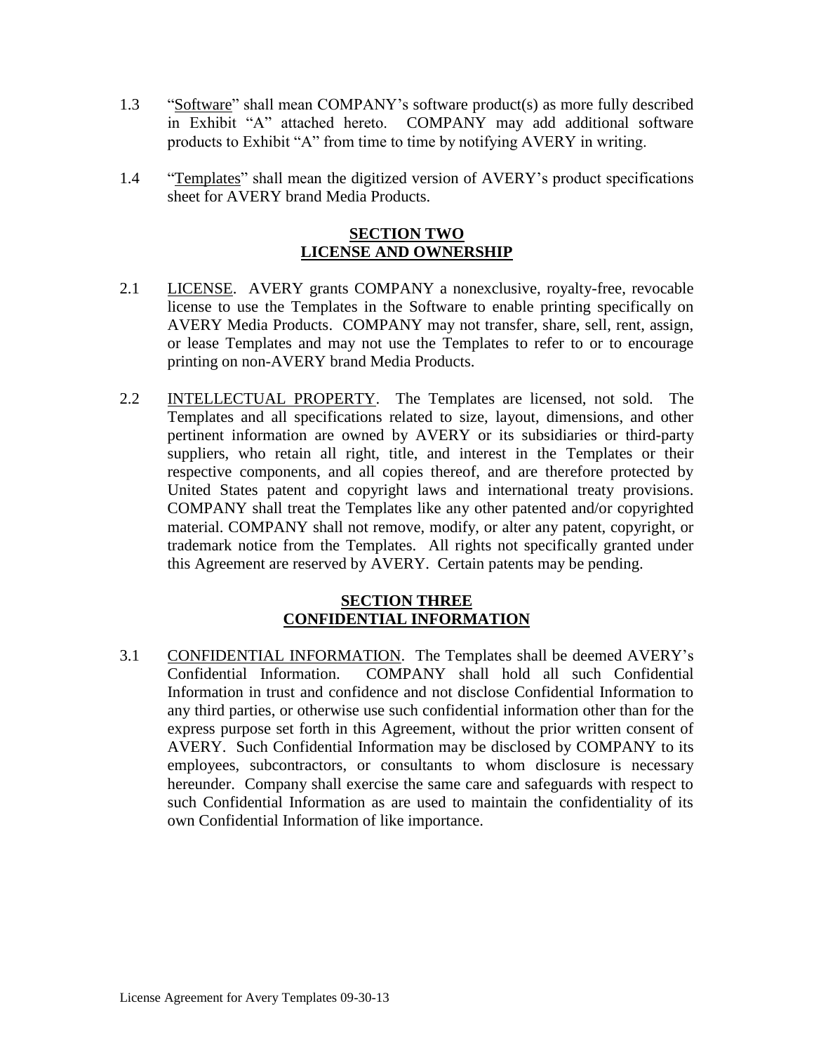1.3 "Software" shall mean COMPANY's software product(s) as more fully described in Exhibit "A" attached hereto. COMPANY may add additional software products to Exhibit "A" from time to time by notifying AVERY in writing.

1.4 "Templates" shall mean the digitized version of AVERY's product specifications sheet for AVERY brand Media Products.

## SECTION TWO
## LICENSE AND OWNERSHIP

2.1 LICENSE. AVERY grants COMPANY a nonexclusive, royalty-free, revocable license to use the Templates in the Software to enable printing specifically on AVERY Media Products. COMPANY may not transfer, share, sell, rent, assign, or lease Templates and may not use the Templates to refer to or to encourage printing on non-AVERY brand Media Products.

2.2 INTELLECTUAL PROPERTY. The Templates are licensed, not sold. The Templates and all specifications related to size, layout, dimensions, and other pertinent information are owned by AVERY or its subsidiaries or third-party suppliers, who retain all right, title, and interest in the Templates or their respective components, and all copies thereof, and are therefore protected by United States patent and copyright laws and international treaty provisions. COMPANY shall treat the Templates like any other patented and/or copyrighted material. COMPANY shall not remove, modify, or alter any patent, copyright, or trademark notice from the Templates. All rights not specifically granted under this Agreement are reserved by AVERY. Certain patents may be pending.

## SECTION THREE
## CONFIDENTIAL INFORMATION

3.1 CONFIDENTIAL INFORMATION. The Templates shall be deemed AVERY's Confidential Information. COMPANY shall hold all such Confidential Information in trust and confidence and not disclose Confidential Information to any third parties, or otherwise use such confidential information other than for the express purpose set forth in this Agreement, without the prior written consent of AVERY. Such Confidential Information may be disclosed by COMPANY to its employees, subcontractors, or consultants to whom disclosure is necessary hereunder. Company shall exercise the same care and safeguards with respect to such Confidential Information as are used to maintain the confidentiality of its own Confidential Information of like importance.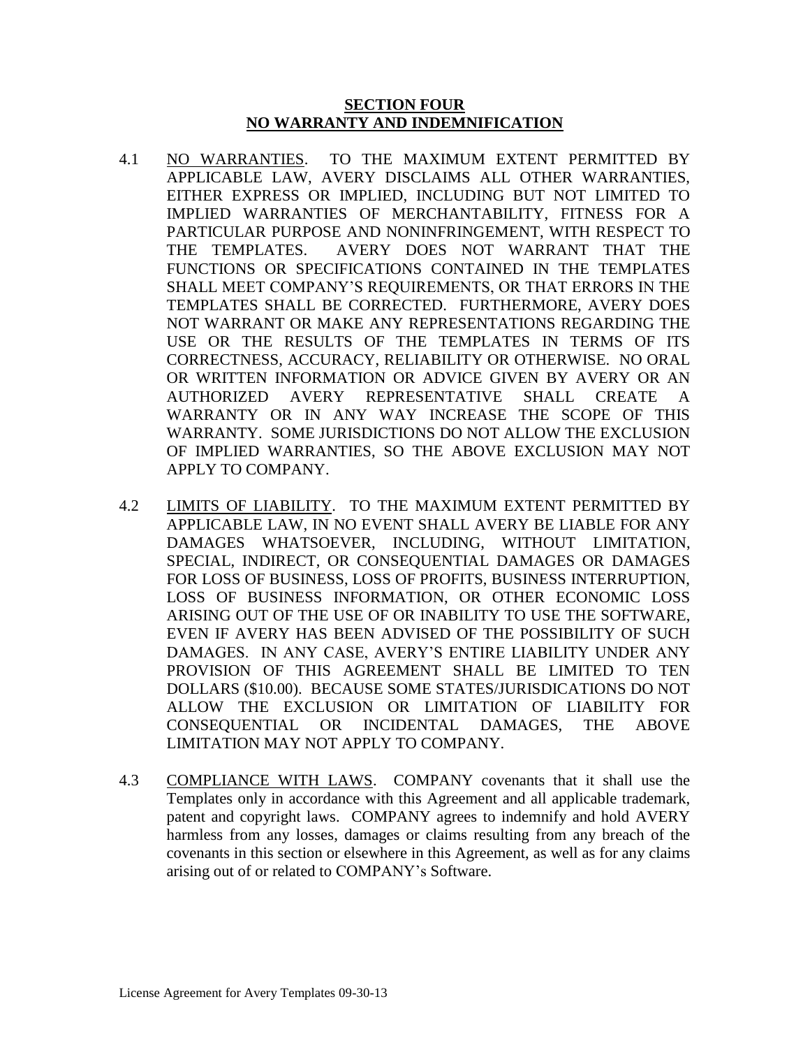## SECTION FOUR
## NO WARRANTY AND INDEMNIFICATION

4.1 NO WARRANTIES. TO THE MAXIMUM EXTENT PERMITTED BY APPLICABLE LAW, AVERY DISCLAIMS ALL OTHER WARRANTIES, EITHER EXPRESS OR IMPLIED, INCLUDING BUT NOT LIMITED TO IMPLIED WARRANTIES OF MERCHANTABILITY, FITNESS FOR A PARTICULAR PURPOSE AND NONINFRINGEMENT, WITH RESPECT TO THE TEMPLATES. AVERY DOES NOT WARRANT THAT THE FUNCTIONS OR SPECIFICATIONS CONTAINED IN THE TEMPLATES SHALL MEET COMPANY'S REQUIREMENTS, OR THAT ERRORS IN THE TEMPLATES SHALL BE CORRECTED. FURTHERMORE, AVERY DOES NOT WARRANT OR MAKE ANY REPRESENTATIONS REGARDING THE USE OR THE RESULTS OF THE TEMPLATES IN TERMS OF ITS CORRECTNESS, ACCURACY, RELIABILITY OR OTHERWISE. NO ORAL OR WRITTEN INFORMATION OR ADVICE GIVEN BY AVERY OR AN AUTHORIZED AVERY REPRESENTATIVE SHALL CREATE A WARRANTY OR IN ANY WAY INCREASE THE SCOPE OF THIS WARRANTY. SOME JURISDICTIONS DO NOT ALLOW THE EXCLUSION OF IMPLIED WARRANTIES, SO THE ABOVE EXCLUSION MAY NOT APPLY TO COMPANY.

4.2 LIMITS OF LIABILITY. TO THE MAXIMUM EXTENT PERMITTED BY APPLICABLE LAW, IN NO EVENT SHALL AVERY BE LIABLE FOR ANY DAMAGES WHATSOEVER, INCLUDING, WITHOUT LIMITATION, SPECIAL, INDIRECT, OR CONSEQUENTIAL DAMAGES OR DAMAGES FOR LOSS OF BUSINESS, LOSS OF PROFITS, BUSINESS INTERRUPTION, LOSS OF BUSINESS INFORMATION, OR OTHER ECONOMIC LOSS ARISING OUT OF THE USE OF OR INABILITY TO USE THE SOFTWARE, EVEN IF AVERY HAS BEEN ADVISED OF THE POSSIBILITY OF SUCH DAMAGES. IN ANY CASE, AVERY'S ENTIRE LIABILITY UNDER ANY PROVISION OF THIS AGREEMENT SHALL BE LIMITED TO TEN DOLLARS ($10.00). BECAUSE SOME STATES/JURISDICATIONS DO NOT ALLOW THE EXCLUSION OR LIMITATION OF LIABILITY FOR CONSEQUENTIAL OR INCIDENTAL DAMAGES, THE ABOVE LIMITATION MAY NOT APPLY TO COMPANY.

4.3 COMPLIANCE WITH LAWS. COMPANY covenants that it shall use the Templates only in accordance with this Agreement and all applicable trademark, patent and copyright laws. COMPANY agrees to indemnify and hold AVERY harmless from any losses, damages or claims resulting from any breach of the covenants in this section or elsewhere in this Agreement, as well as for any claims arising out of or related to COMPANY's Software.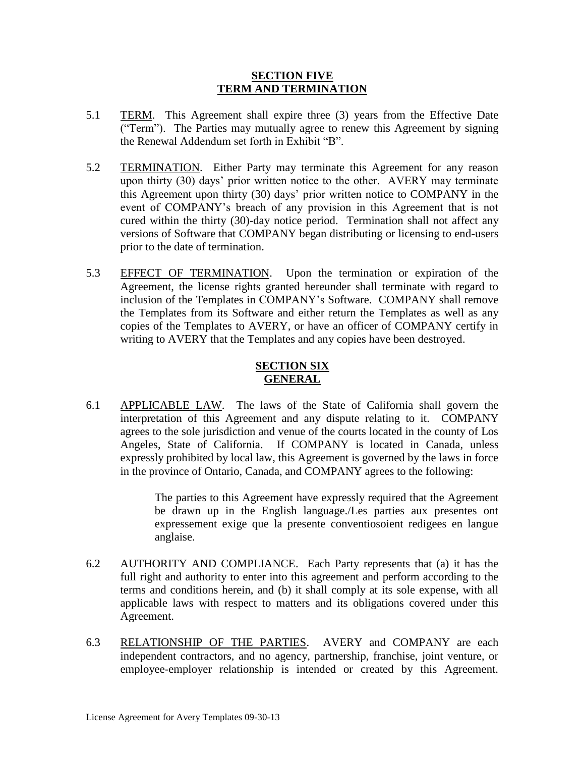## SECTION FIVE
## TERM AND TERMINATION

5.1 TERM. This Agreement shall expire three (3) years from the Effective Date ("Term"). The Parties may mutually agree to renew this Agreement by signing the Renewal Addendum set forth in Exhibit "B".

5.2 TERMINATION. Either Party may terminate this Agreement for any reason upon thirty (30) days' prior written notice to the other. AVERY may terminate this Agreement upon thirty (30) days' prior written notice to COMPANY in the event of COMPANY's breach of any provision in this Agreement that is not cured within the thirty (30)-day notice period. Termination shall not affect any versions of Software that COMPANY began distributing or licensing to end-users prior to the date of termination.

5.3 EFFECT OF TERMINATION. Upon the termination or expiration of the Agreement, the license rights granted hereunder shall terminate with regard to inclusion of the Templates in COMPANY's Software. COMPANY shall remove the Templates from its Software and either return the Templates as well as any copies of the Templates to AVERY, or have an officer of COMPANY certify in writing to AVERY that the Templates and any copies have been destroyed.

## SECTION SIX
## GENERAL

6.1 APPLICABLE LAW. The laws of the State of California shall govern the interpretation of this Agreement and any dispute relating to it. COMPANY agrees to the sole jurisdiction and venue of the courts located in the county of Los Angeles, State of California. If COMPANY is located in Canada, unless expressly prohibited by local law, this Agreement is governed by the laws in force in the province of Ontario, Canada, and COMPANY agrees to the following:

> The parties to this Agreement have expressly required that the Agreement be drawn up in the English language./Les parties aux presentes ont expressement exige que la presente conventiosoient redigees en langue anglaise.

6.2 AUTHORITY AND COMPLIANCE. Each Party represents that (a) it has the full right and authority to enter into this agreement and perform according to the terms and conditions herein, and (b) it shall comply at its sole expense, with all applicable laws with respect to matters and its obligations covered under this Agreement.

6.3 RELATIONSHIP OF THE PARTIES. AVERY and COMPANY are each independent contractors, and no agency, partnership, franchise, joint venture, or employee-employer relationship is intended or created by this Agreement.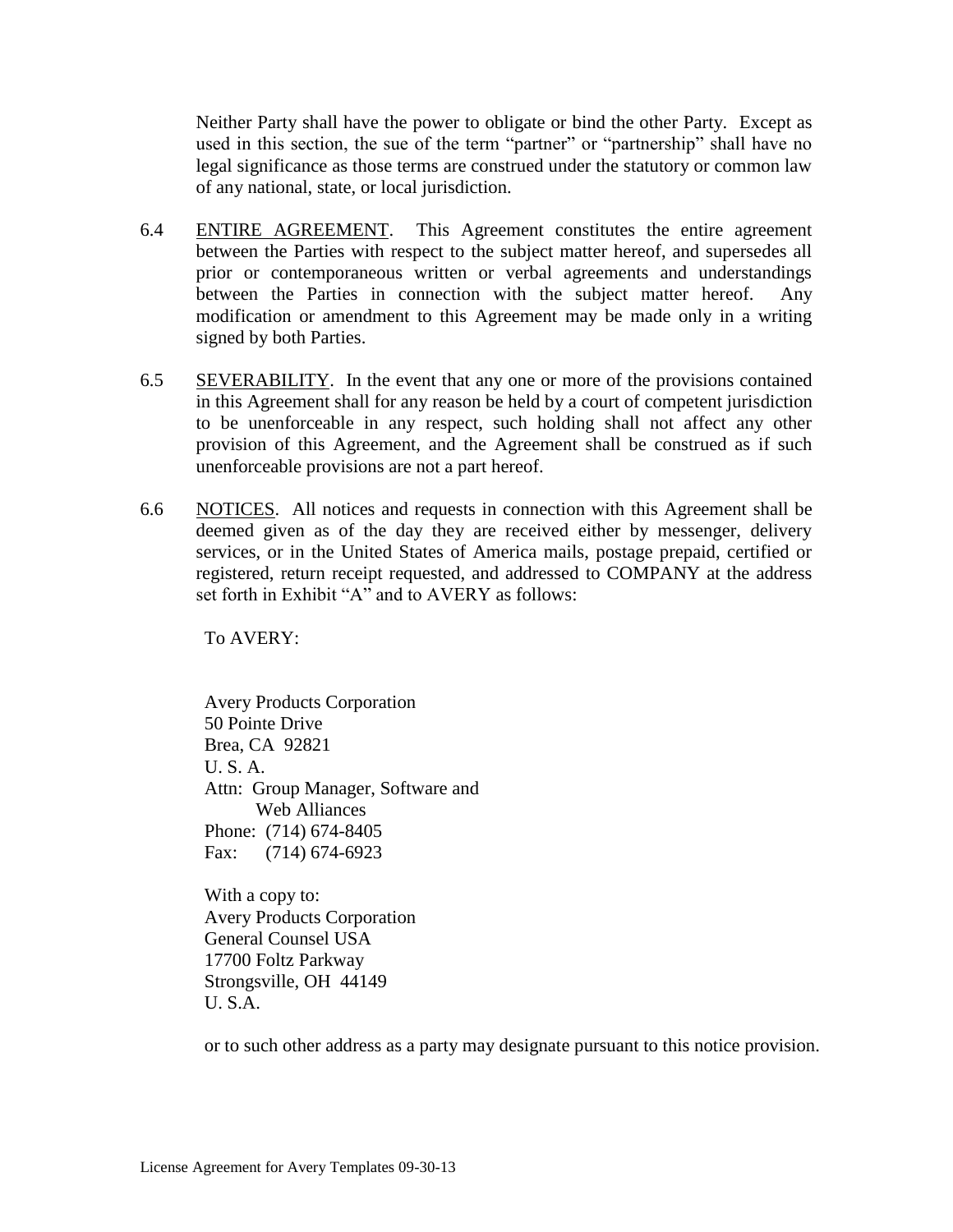Neither Party shall have the power to obligate or bind the other Party. Except as used in this section, the sue of the term "partner" or "partnership" shall have no legal significance as those terms are construed under the statutory or common law of any national, state, or local jurisdiction.

6.4 ENTIRE AGREEMENT. This Agreement constitutes the entire agreement between the Parties with respect to the subject matter hereof, and supersedes all prior or contemporaneous written or verbal agreements and understandings between the Parties in connection with the subject matter hereof. Any modification or amendment to this Agreement may be made only in a writing signed by both Parties.

6.5 SEVERABILITY. In the event that any one or more of the provisions contained in this Agreement shall for any reason be held by a court of competent jurisdiction to be unenforceable in any respect, such holding shall not affect any other provision of this Agreement, and the Agreement shall be construed as if such unenforceable provisions are not a part hereof.

6.6 NOTICES. All notices and requests in connection with this Agreement shall be deemed given as of the day they are received either by messenger, delivery services, or in the United States of America mails, postage prepaid, certified or registered, return receipt requested, and addressed to COMPANY at the address set forth in Exhibit "A" and to AVERY as follows:

To AVERY:

Avery Products Corporation
50 Pointe Drive
Brea, CA 92821
U. S. A.
Attn: Group Manager, Software and Web Alliances
Phone: (714) 674-8405
Fax: (714) 674-6923

With a copy to:
Avery Products Corporation
General Counsel USA
17700 Foltz Parkway
Strongsville, OH 44149
U. S.A.

or to such other address as a party may designate pursuant to this notice provision.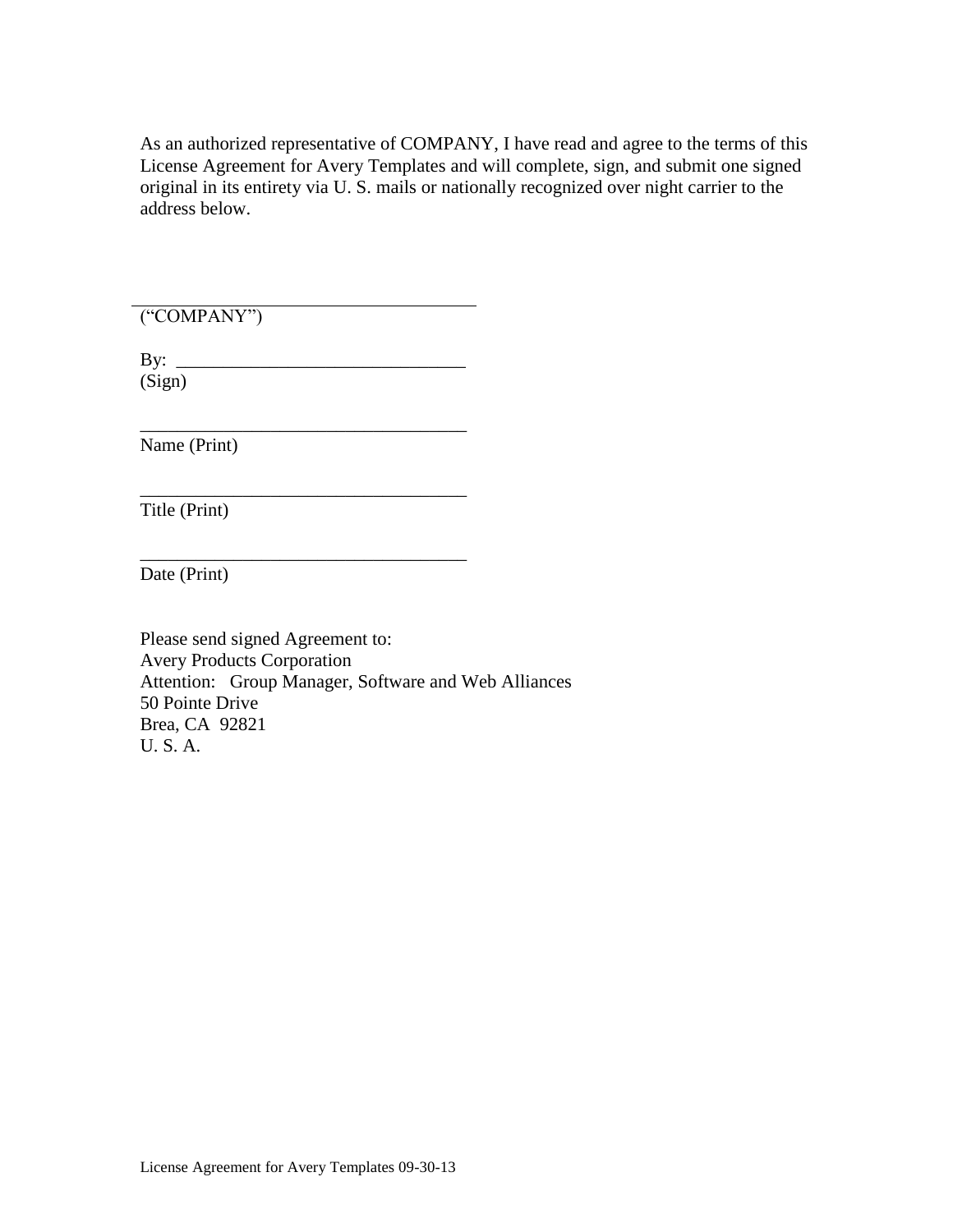As an authorized representative of COMPANY, I have read and agree to the terms of this License Agreement for Avery Templates and will complete, sign, and submit one signed original in its entirety via U. S. mails or nationally recognized over night carrier to the address below.

\_\_\_\_\_\_\_\_\_\_\_\_\_\_\_\_\_\_\_\_\_\_\_\_\_\_\_\_\_\_\_\_\_\_\_

("COMPANY")

By: \_\_\_\_\_\_\_\_\_\_\_\_\_\_\_\_\_\_\_\_\_\_\_\_\_\_\_\_\_\_\_

(Sign)

\_\_\_\_\_\_\_\_\_\_\_\_\_\_\_\_\_\_\_\_\_\_\_\_\_\_\_\_\_\_\_\_\_\_\_

Name (Print)

\_\_\_\_\_\_\_\_\_\_\_\_\_\_\_\_\_\_\_\_\_\_\_\_\_\_\_\_\_\_\_\_\_\_\_

Title (Print)

\_\_\_\_\_\_\_\_\_\_\_\_\_\_\_\_\_\_\_\_\_\_\_\_\_\_\_\_\_\_\_\_\_\_\_

Date (Print)

Please send signed Agreement to:
Avery Products Corporation
Attention: Group Manager, Software and Web Alliances
50 Pointe Drive
Brea, CA 92821
U. S. A.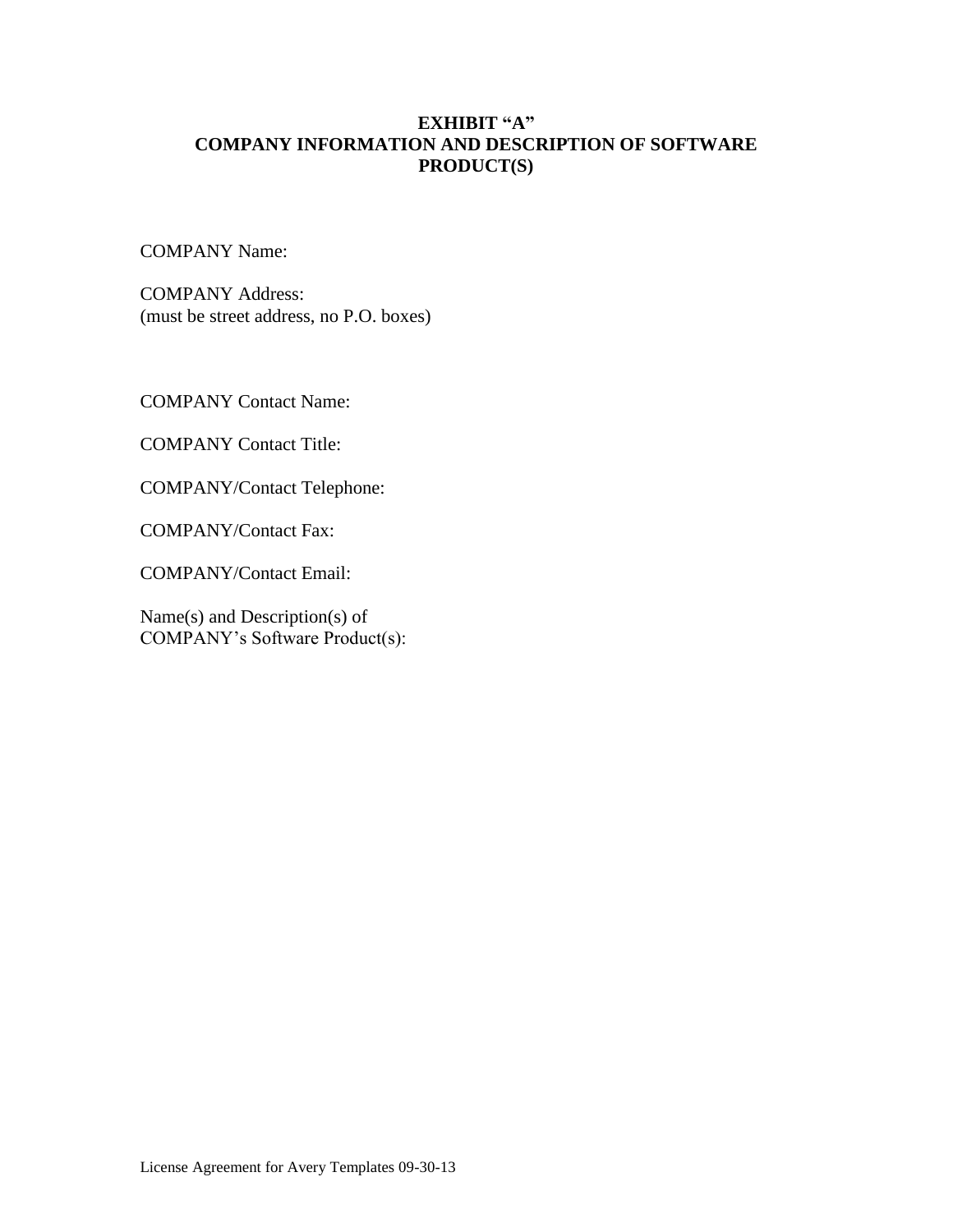# EXHIBIT "A"
# COMPANY INFORMATION AND DESCRIPTION OF SOFTWARE PRODUCT(S)

COMPANY Name:

COMPANY Address:
(must be street address, no P.O. boxes)

COMPANY Contact Name:

COMPANY Contact Title:

COMPANY/Contact Telephone:

COMPANY/Contact Fax:

COMPANY/Contact Email:

Name(s) and Description(s) of
COMPANY's Software Product(s):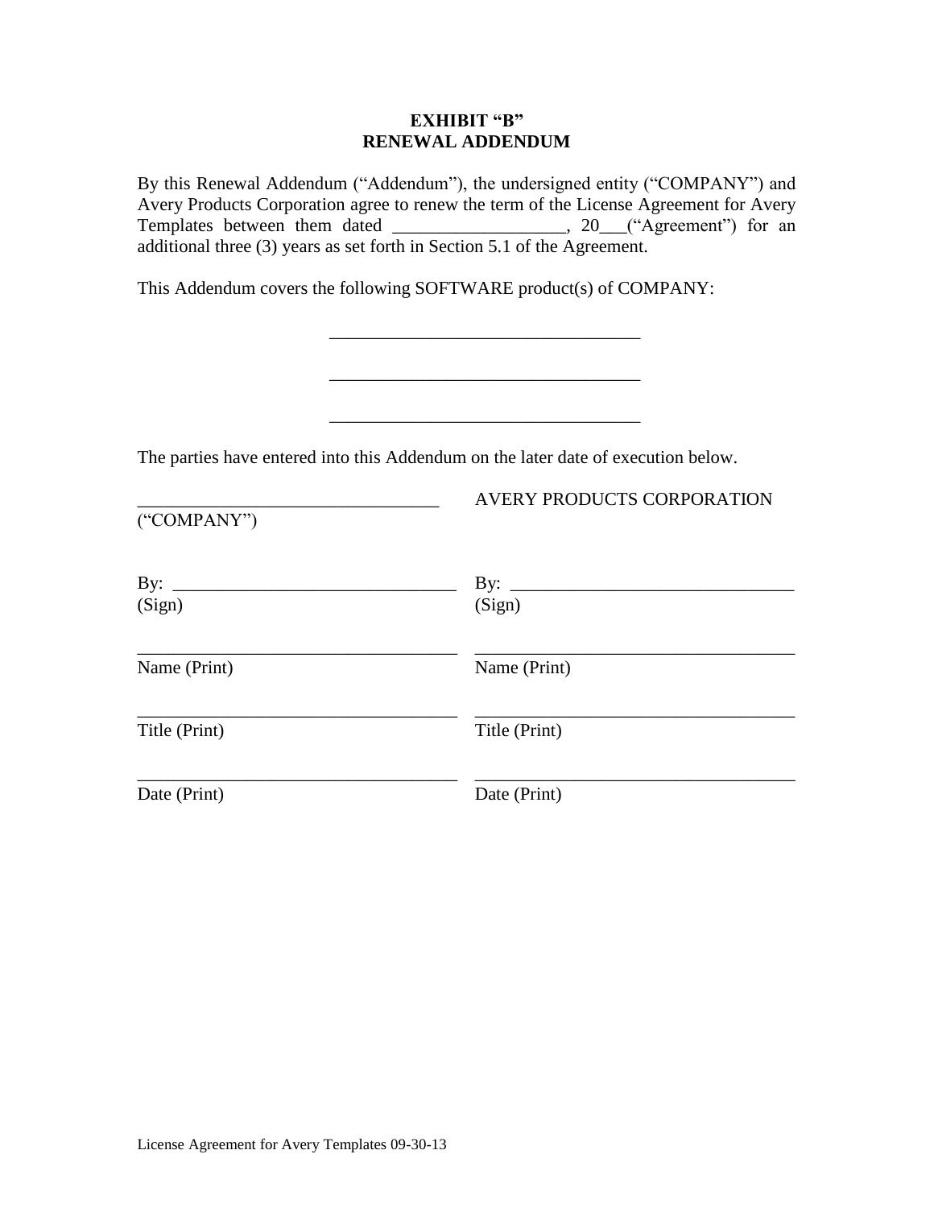**EXHIBIT "B"**
**RENEWAL ADDENDUM**

By this Renewal Addendum ("Addendum"), the undersigned entity ("COMPANY") and Avery Products Corporation agree to renew the term of the License Agreement for Avery Templates between them dated ___________________, 20___("Agreement") for an additional three (3) years as set forth in Section 5.1 of the Agreement.

This Addendum covers the following SOFTWARE product(s) of COMPANY:

__________________________________

__________________________________

__________________________________

The parties have entered into this Addendum on the later date of execution below.

| | |
|---|---|
| __________________________________ ("COMPANY") | AVERY PRODUCTS CORPORATION |
| By: ______________________________ (Sign) | By: ______________________________ (Sign) |
| __________________________________ Name (Print) | __________________________________ Name (Print) |
| __________________________________ Title (Print) | __________________________________ Title (Print) |
| __________________________________ Date (Print) | __________________________________ Date (Print) |

License Agreement for Avery Templates 09-30-13